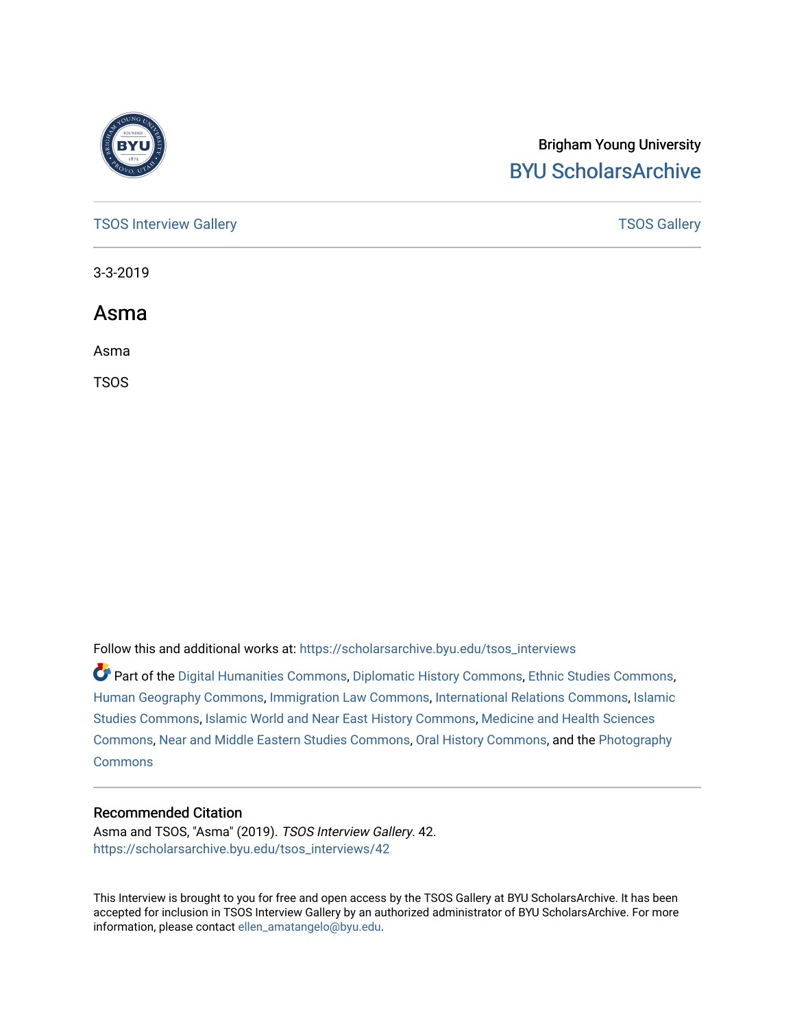Brigham Young University

BYU ScholarsArchive

TSOS Interview Gallery | TSOS Gallery

3-3-2019

# Asma

Asma

TSOS

Follow this and additional works at: https://scholarsarchive.byu.edu/tsos_interviews

Part of the Digital Humanities Commons, Diplomatic History Commons, Ethnic Studies Commons, Human Geography Commons, Immigration Law Commons, International Relations Commons, Islamic Studies Commons, Islamic World and Near East History Commons, Medicine and Health Sciences Commons, Near and Middle Eastern Studies Commons, Oral History Commons, and the Photography Commons

## Recommended Citation

Asma and TSOS, "Asma" (2019). *TSOS Interview Gallery*. 42.
https://scholarsarchive.byu.edu/tsos_interviews/42

This Interview is brought to you for free and open access by the TSOS Gallery at BYU ScholarsArchive. It has been accepted for inclusion in TSOS Interview Gallery by an authorized administrator of BYU ScholarsArchive. For more information, please contact ellen_amatangelo@byu.edu.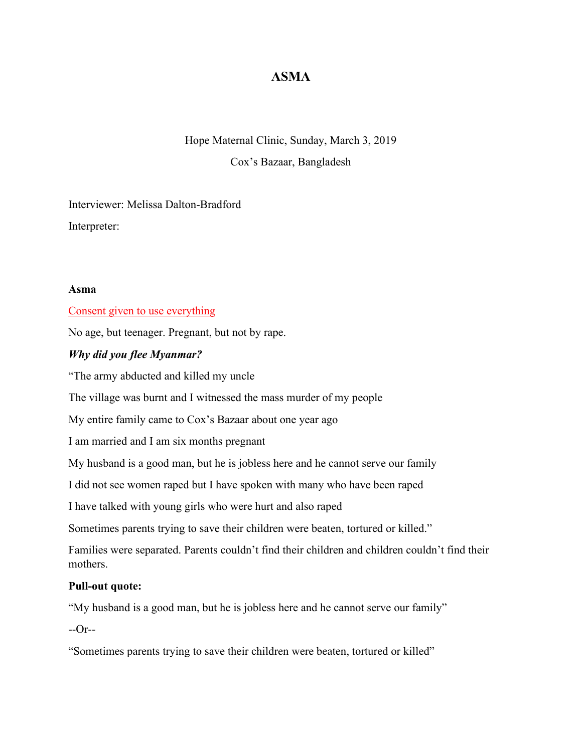# ASMA

Hope Maternal Clinic, Sunday, March 3, 2019

Cox's Bazaar, Bangladesh

Interviewer: Melissa Dalton-Bradford

Interpreter:

**Asma**

Consent given to use everything

No age, but teenager. Pregnant, but not by rape.

***Why did you flee Myanmar?***

"The army abducted and killed my uncle

The village was burnt and I witnessed the mass murder of my people

My entire family came to Cox's Bazaar about one year ago

I am married and I am six months pregnant

My husband is a good man, but he is jobless here and he cannot serve our family

I did not see women raped but I have spoken with many who have been raped

I have talked with young girls who were hurt and also raped

Sometimes parents trying to save their children were beaten, tortured or killed."

Families were separated. Parents couldn't find their children and children couldn't find their mothers.

**Pull-out quote:**

"My husband is a good man, but he is jobless here and he cannot serve our family"

--Or--

"Sometimes parents trying to save their children were beaten, tortured or killed"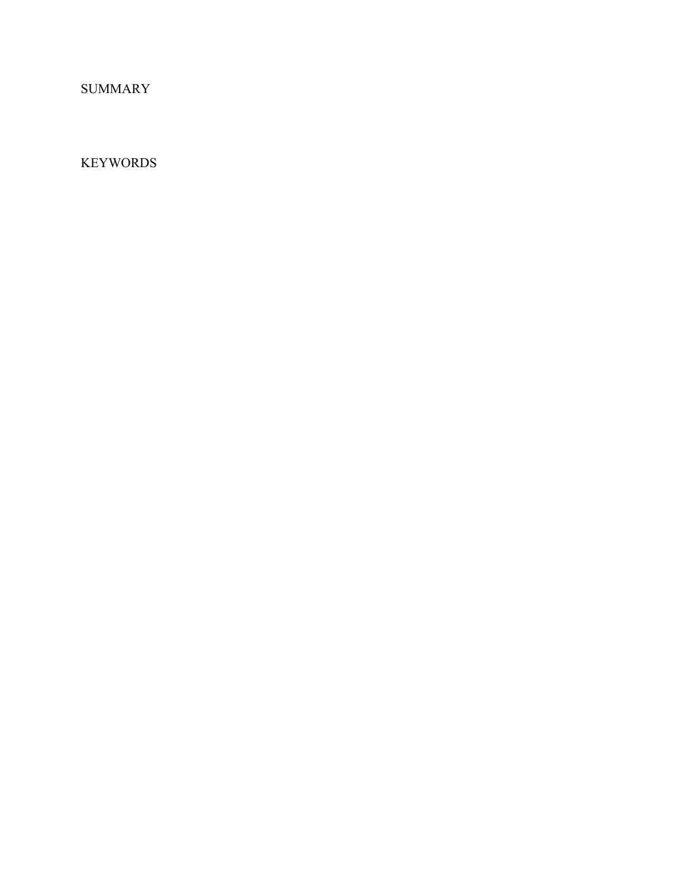SUMMARY

KEYWORDS